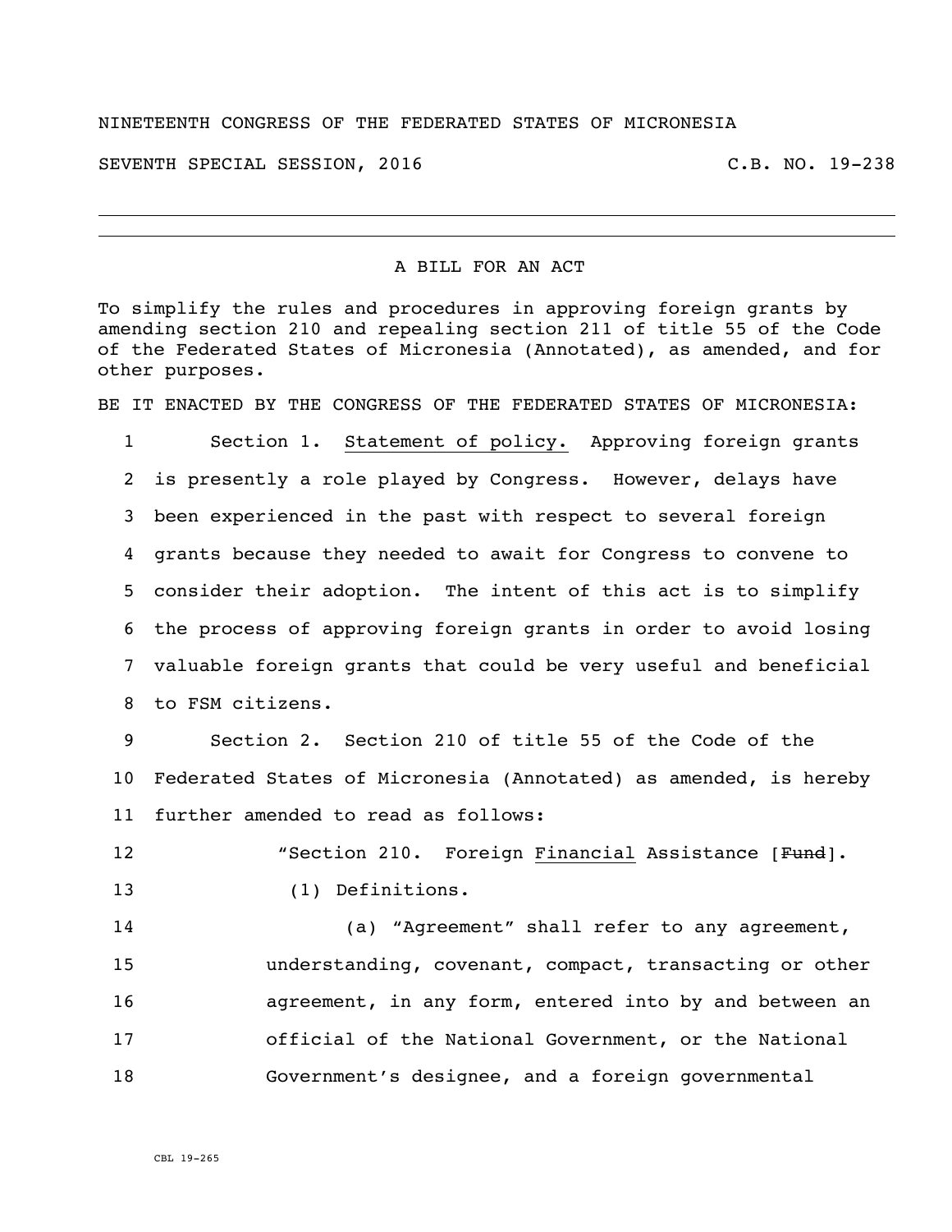NINETEENTH CONGRESS OF THE FEDERATED STATES OF MICRONESIA

SEVENTH SPECIAL SESSION, 2016 C.B. NO. 19-238

# A BILL FOR AN ACT

To simplify the rules and procedures in approving foreign grants by amending section 210 and repealing section 211 of title 55 of the Code of the Federated States of Micronesia (Annotated), as amended, and for other purposes.

BE IT ENACTED BY THE CONGRESS OF THE FEDERATED STATES OF MICRONESIA:

1 Section 1. Statement of policy. Approving foreign grants
2 is presently a role played by Congress. However, delays have
3 been experienced in the past with respect to several foreign
4 grants because they needed to await for Congress to convene to
5 consider their adoption. The intent of this act is to simplify
6 the process of approving foreign grants in order to avoid losing
7 valuable foreign grants that could be very useful and beneficial
8 to FSM citizens.

9 Section 2. Section 210 of title 55 of the Code of the
10 Federated States of Micronesia (Annotated) as amended, is hereby
11 further amended to read as follows:

12 "Section 210. Foreign Financial Assistance [~~Fund~~].

13 (1) Definitions.

14 (a) "Agreement" shall refer to any agreement,
15 understanding, covenant, compact, transacting or other
16 agreement, in any form, entered into by and between an
17 official of the National Government, or the National
18 Government's designee, and a foreign governmental

CBL 19-265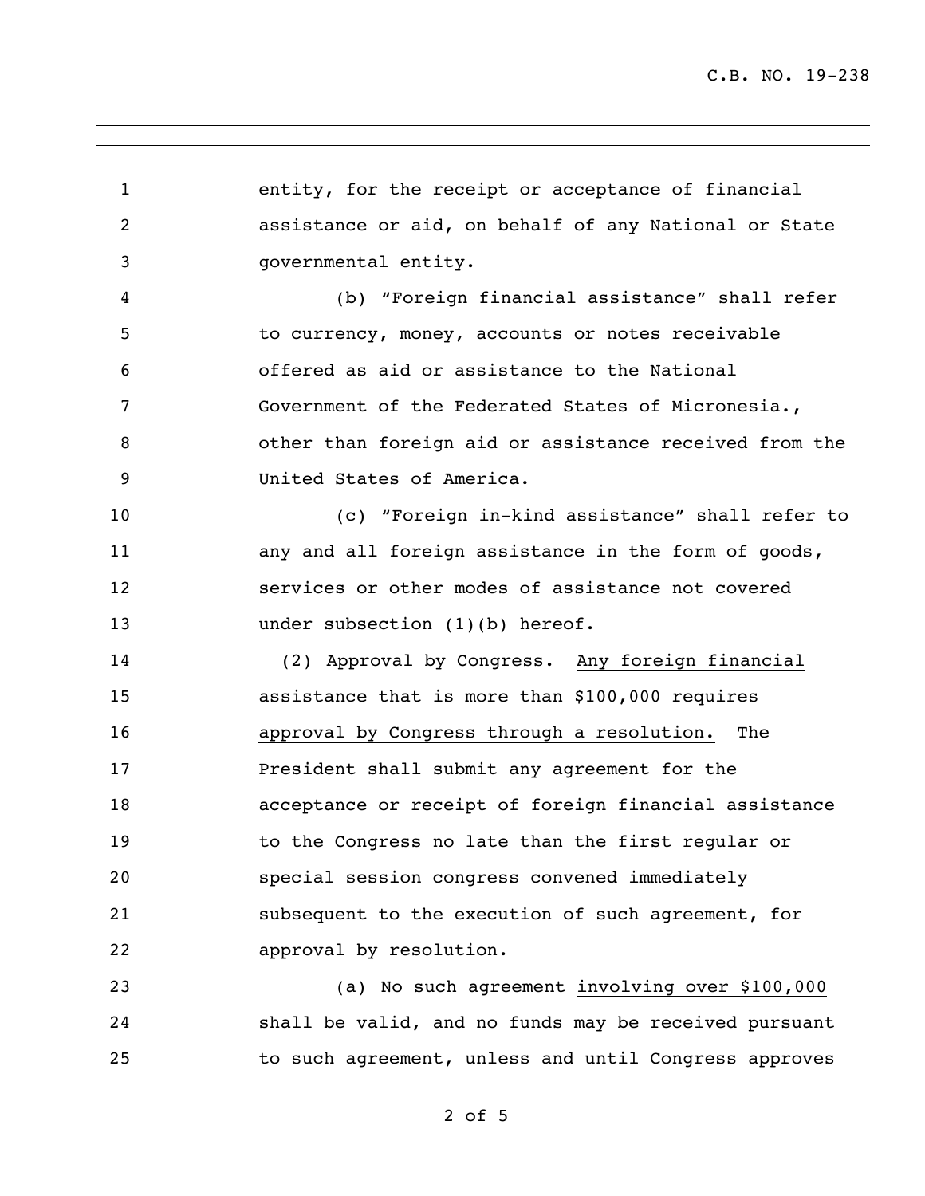entity, for the receipt or acceptance of financial assistance or aid, on behalf of any National or State governmental entity.

(b) "Foreign financial assistance" shall refer to currency, money, accounts or notes receivable offered as aid or assistance to the National Government of the Federated States of Micronesia., other than foreign aid or assistance received from the United States of America.

(c) "Foreign in-kind assistance" shall refer to any and all foreign assistance in the form of goods, services or other modes of assistance not covered under subsection (1)(b) hereof.

(2) Approval by Congress. <u>Any foreign financial assistance that is more than $100,000 requires approval by Congress through a resolution.</u> The President shall submit any agreement for the acceptance or receipt of foreign financial assistance to the Congress no late than the first regular or special session congress convened immediately subsequent to the execution of such agreement, for approval by resolution.

(a) No such agreement <u>involving over $100,000</u> shall be valid, and no funds may be received pursuant to such agreement, unless and until Congress approves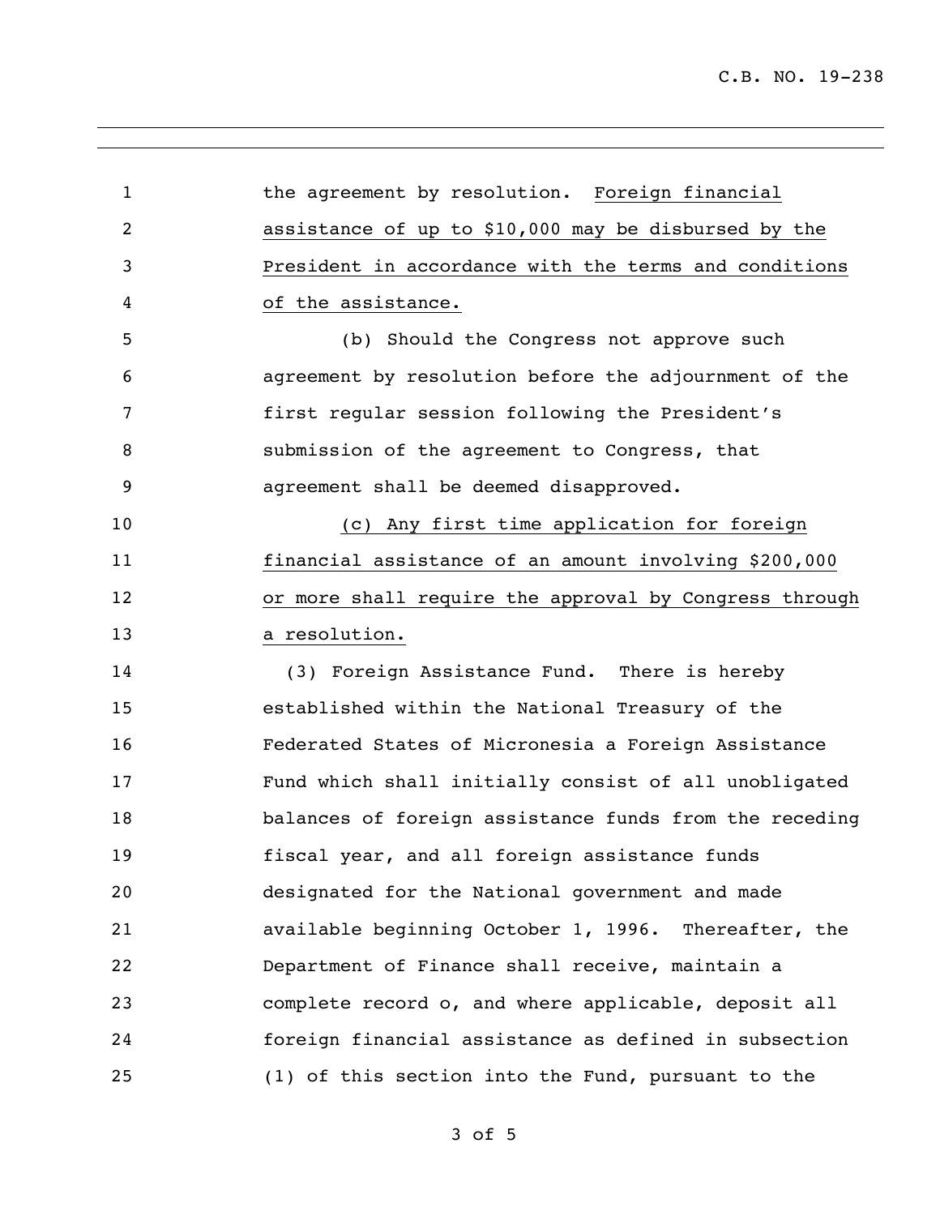the agreement by resolution. Foreign financial assistance of up to $10,000 may be disbursed by the President in accordance with the terms and conditions of the assistance.

(b) Should the Congress not approve such agreement by resolution before the adjournment of the first regular session following the President's submission of the agreement to Congress, that agreement shall be deemed disapproved.

(c) Any first time application for foreign financial assistance of an amount involving $200,000 or more shall require the approval by Congress through a resolution.

(3) Foreign Assistance Fund. There is hereby established within the National Treasury of the Federated States of Micronesia a Foreign Assistance Fund which shall initially consist of all unobligated balances of foreign assistance funds from the receding fiscal year, and all foreign assistance funds designated for the National government and made available beginning October 1, 1996. Thereafter, the Department of Finance shall receive, maintain a complete record o, and where applicable, deposit all foreign financial assistance as defined in subsection (1) of this section into the Fund, pursuant to the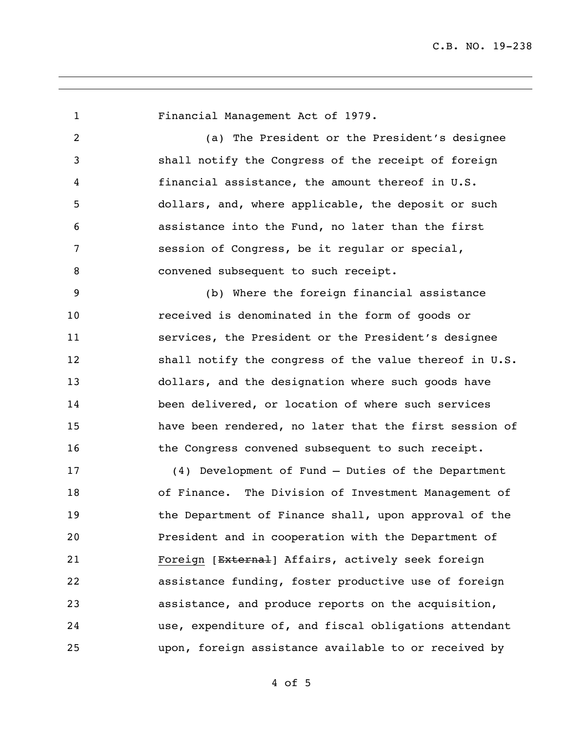Financial Management Act of 1979.

(a) The President or the President's designee shall notify the Congress of the receipt of foreign financial assistance, the amount thereof in U.S. dollars, and, where applicable, the deposit or such assistance into the Fund, no later than the first session of Congress, be it regular or special, convened subsequent to such receipt.

(b) Where the foreign financial assistance received is denominated in the form of goods or services, the President or the President's designee shall notify the congress of the value thereof in U.S. dollars, and the designation where such goods have been delivered, or location of where such services have been rendered, no later that the first session of the Congress convened subsequent to such receipt.

(4) Development of Fund – Duties of the Department of Finance. The Division of Investment Management of the Department of Finance shall, upon approval of the President and in cooperation with the Department of <u>Foreign</u> [~~External~~] Affairs, actively seek foreign assistance funding, foster productive use of foreign assistance, and produce reports on the acquisition, use, expenditure of, and fiscal obligations attendant upon, foreign assistance available to or received by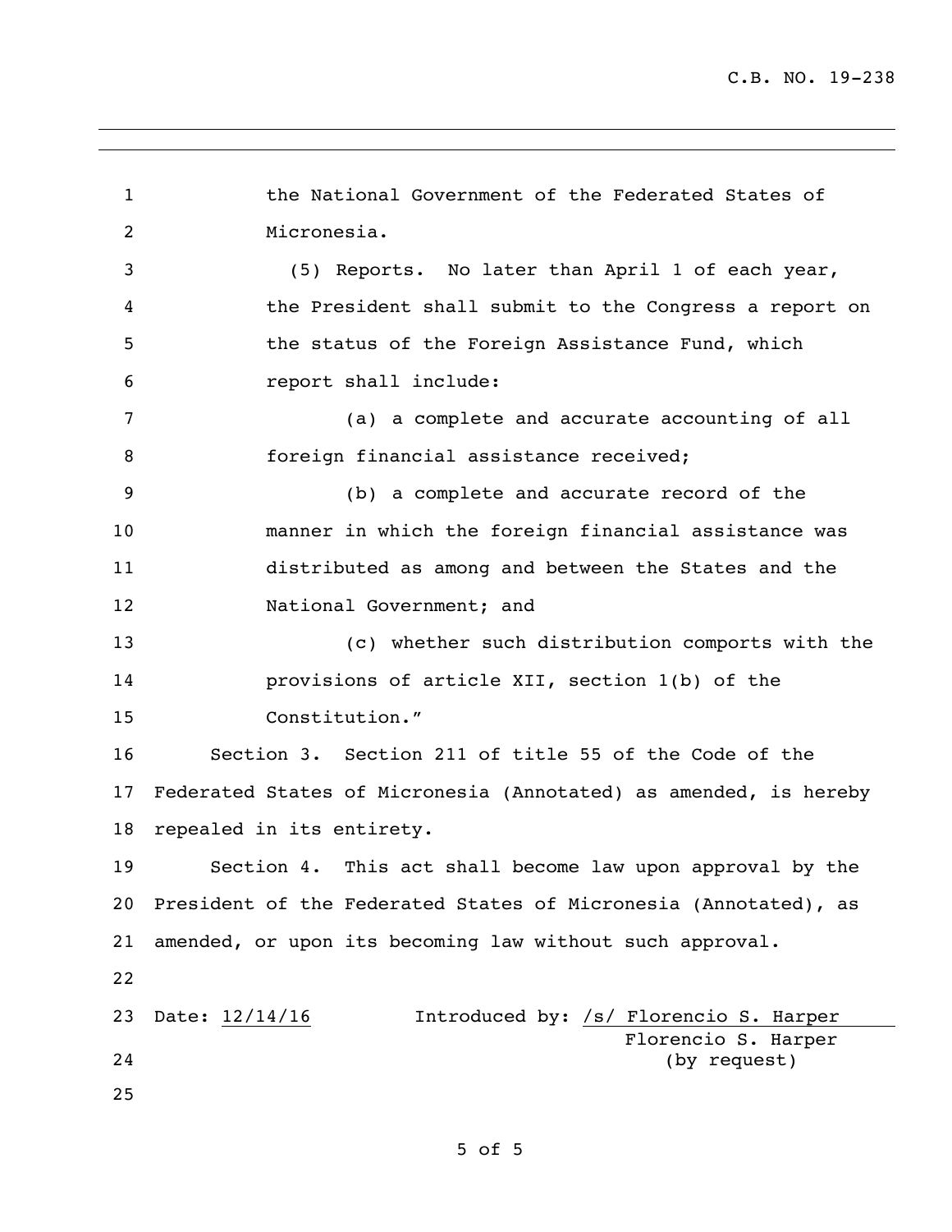the National Government of the Federated States of Micronesia.

(5) Reports. No later than April 1 of each year, the President shall submit to the Congress a report on the status of the Foreign Assistance Fund, which report shall include:

(a) a complete and accurate accounting of all foreign financial assistance received;

(b) a complete and accurate record of the manner in which the foreign financial assistance was distributed as among and between the States and the National Government; and

(c) whether such distribution comports with the provisions of article XII, section 1(b) of the Constitution."

Section 3. Section 211 of title 55 of the Code of the Federated States of Micronesia (Annotated) as amended, is hereby repealed in its entirety.

Section 4. This act shall become law upon approval by the President of the Federated States of Micronesia (Annotated), as amended, or upon its becoming law without such approval.

Date: 12/14/16

Introduced by: /s/ Florencio S. Harper
Florencio S. Harper
(by request)